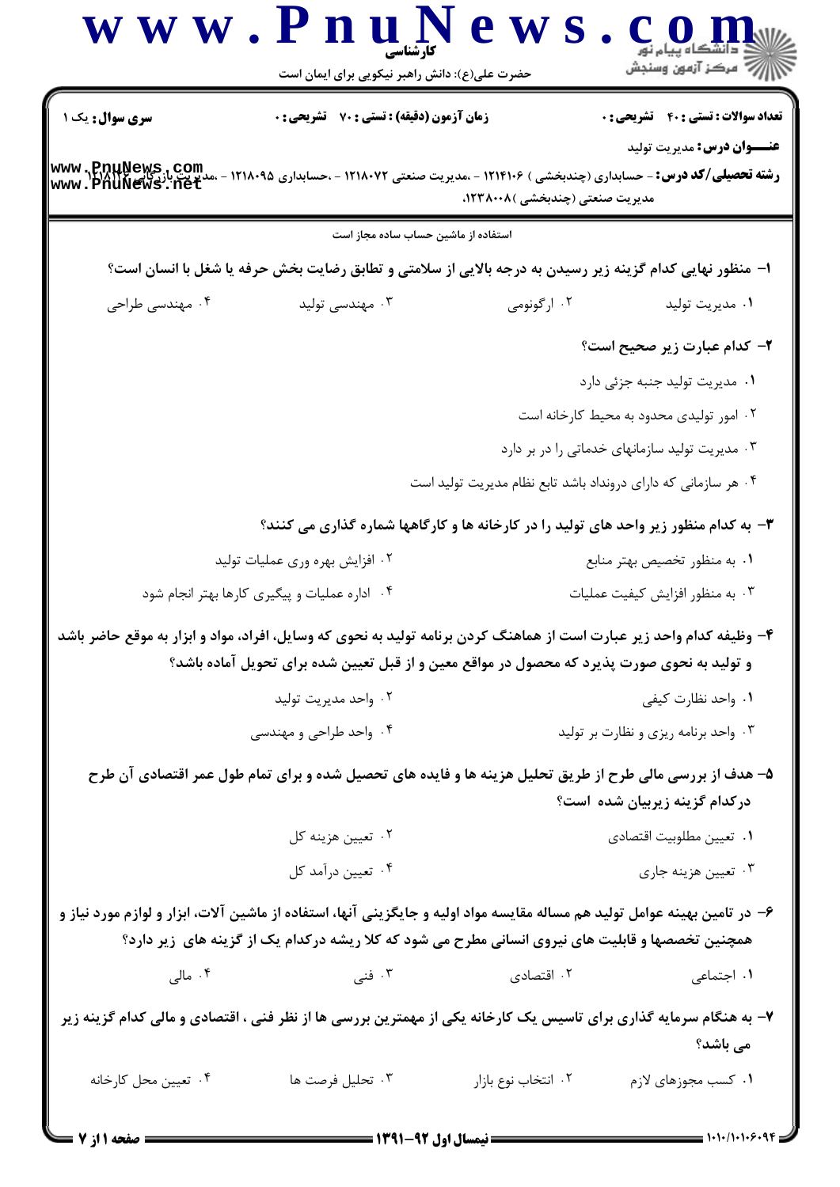کارشناسی

حضرت علی(ع): دانش راهبر نیکویی برای ایمان است

**سری سوال:** یک ۱ | **زمان آزمون (دقیقه) : تستی : ۷۰ تشریحی : ۰** | **تعداد سوالات : تستی : ۴۰ تشریحی : ۰**

**عنـــوان درس:** مدیریت تولید

**رشته تحصیلی/کد درس:** - حسابداری (چندبخشی ) ۱۲۱۴۱۰۶ - ،مدیریت صنعتی ۱۲۱۸۰۷۲ - ،حسابداری ۱۲۱۸۰۹۵ - ،مدیریت بازرگانی ۱۲۱۸۱۲۷ - ، مدیریت صنعتی (چندبخشی )۱۲۳۸۰۰۸،

استفاده از ماشین حساب ساده مجاز است

**۱- منظور نهایی کدام گزینه زیر رسیدن به درجه بالایی از سلامتی و تطابق رضایت بخش حرفه یا شغل با انسان است؟**

۱. مدیریت تولید
۲. ارگونومی
۳. مهندسی تولید
۴. مهندسی طراحی

**۲- کدام عبارت زیر صحیح است؟**

۱. مدیریت تولید جنبه جزئی دارد
۲. امور تولیدی محدود به محیط کارخانه است
۳. مدیریت تولید سازمانهای خدماتی را در بر دارد
۴. هر سازمانی که دارای درونداد باشد تابع نظام مدیریت تولید است

**۳- به کدام منظور زیر واحد های تولید را در کارخانه ها و کارگاهها شماره گذاری می کنند؟**

۱. به منظور تخصیص بهتر منابع
۲. افزایش بهره وری عملیات تولید
۳. به منظور افزایش کیفیت عملیات
۴. اداره عملیات و پیگیری کارها بهتر انجام شود

**۴- وظیفه کدام واحد زیر عبارت است از هماهنگ کردن برنامه تولید به نحوی که وسایل، افراد، مواد و ابزار به موقع حاضر باشد و تولید به نحوی صورت پذیرد که محصول در مواقع معین و از قبل تعیین شده برای تحویل آماده باشد؟**

۱. واحد نظارت کیفی
۲. واحد مدیریت تولید
۳. واحد برنامه ریزی و نظارت بر تولید
۴. واحد طراحی و مهندسی

**۵- هدف از بررسی مالی طرح از طریق تحلیل هزینه ها و فایده های تحصیل شده و برای تمام طول عمر اقتصادی آن طرح درکدام گزینه زیربیان شده است؟**

۱. تعیین مطلوبیت اقتصادی
۲. تعیین هزینه کل
۳. تعیین هزینه جاری
۴. تعیین درآمد کل

**۶- در تامین بهینه عوامل تولید هم مساله مقایسه مواد اولیه و جایگزینی آنها، استفاده از ماشین آلات، ابزار و لوازم مورد نیاز و همچنین تخصصها و قابلیت های نیروی انسانی مطرح می شود که کلا ریشه درکدام یک از گزینه های زیر دارد؟**

۱. اجتماعی
۲. اقتصادی
۳. فنی
۴. مالی

**۷- به هنگام سرمایه گذاری برای تاسیس یک کارخانه یکی از مهمترین بررسی ها از نظر فنی ، اقتصادی و مالی کدام گزینه زیر می باشد؟**

۱. کسب مجوزهای لازم
۲. انتخاب نوع بازار
۳. تحلیل فرصت ها
۴. تعیین محل کارخانه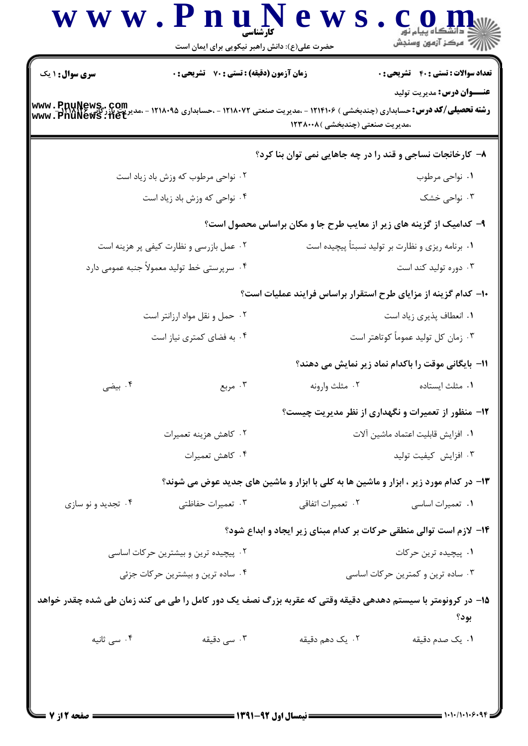**سری سوال:** ۱ یک　　**زمان آزمون (دقیقه) : تستی :** ۷۰ **تشریحی :** ۰　　**تعداد سوالات : تستی :** ۴۰ **تشریحی :** ۰

**عنـــوان درس:** مدیریت تولید

**رشته تحصیلی/کد درس:** حسابداری (چندبخشی ) ۱۲۱۴۱۰۶ - ،مدیریت صنعتی ۱۲۱۸۰۷۲ - ،حسابداری ۱۲۱۸۰۹۵ - ،مدیریت بازرگانی ۱۲۱۸۱۲۶ ،مدیریت صنعتی (چندبخشی )۱۲۳۸۰۰۸

۸- کارخانجات نساجی و قند را در چه جاهایی نمی توان بنا کرد؟

۱. نواحی مرطوب
۲. نواحی مرطوب که وزش باد زیاد است
۳. نواحی خشک
۴. نواحی که وزش باد زیاد است

۹- کدامیک از گزینه های زیر از معایب طرح جا و مکان براساس محصول است؟

۱. برنامه ریزی و نظارت بر تولید نسبتاً پیچیده است
۲. عمل بازرسی و نظارت کیفی پر هزینه است
۳. دوره تولید کند است
۴. سرپرستی خط تولید معمولاً جنبه عمومی دارد

۱۰- کدام گزینه از مزایای طرح استقرار براساس فرایند عملیات است؟

۱. انعطاف پذیری زیاد است
۲. حمل و نقل مواد ارزانتر است
۳. زمان کل تولید عموماً کوتاهتر است
۴. به فضای کمتری نیاز است

۱۱- بایگانی موقت را باکدام نماد زیر نمایش می دهند؟

۱. مثلث ایستاده
۲. مثلث وارونه
۳. مربع
۴. بیضی

۱۲- منظور از تعمیرات و نگهداری از نظر مدیریت چیست؟

۱. افزایش قابلیت اعتماد ماشین آلات
۲. کاهش هزینه تعمیرات
۳. افزایش کیفیت تولید
۴. کاهش تعمیرات

۱۳- در کدام مورد زیر ، ابزار و ماشین ها به کلی با ابزار و ماشین های جدید عوض می شوند؟

۱. تعمیرات اساسی
۲. تعمیرات اتفاقی
۳. تعمیرات حفاظتی
۴. تجدید و نو سازی

۱۴- لازم است توالی منطقی حرکات بر کدام مبنای زیر ایجاد و ابداع شود؟

۱. پیچیده ترین حرکات
۲. پیچیده ترین و بیشترین حرکات اساسی
۳. ساده ترین و کمترین حرکات اساسی
۴. ساده ترین و بیشترین حرکات جزئی

۱۵- در کرونومتر با سیستم دهدهی دقیقه وقتی که عقربه بزرگ نصف یک دور کامل را طی می کند زمان طی شده چقدر خواهد بود؟

۱. یک صدم دقیقه
۲. یک دهم دقیقه
۳. سی دقیقه
۴. سی ثانیه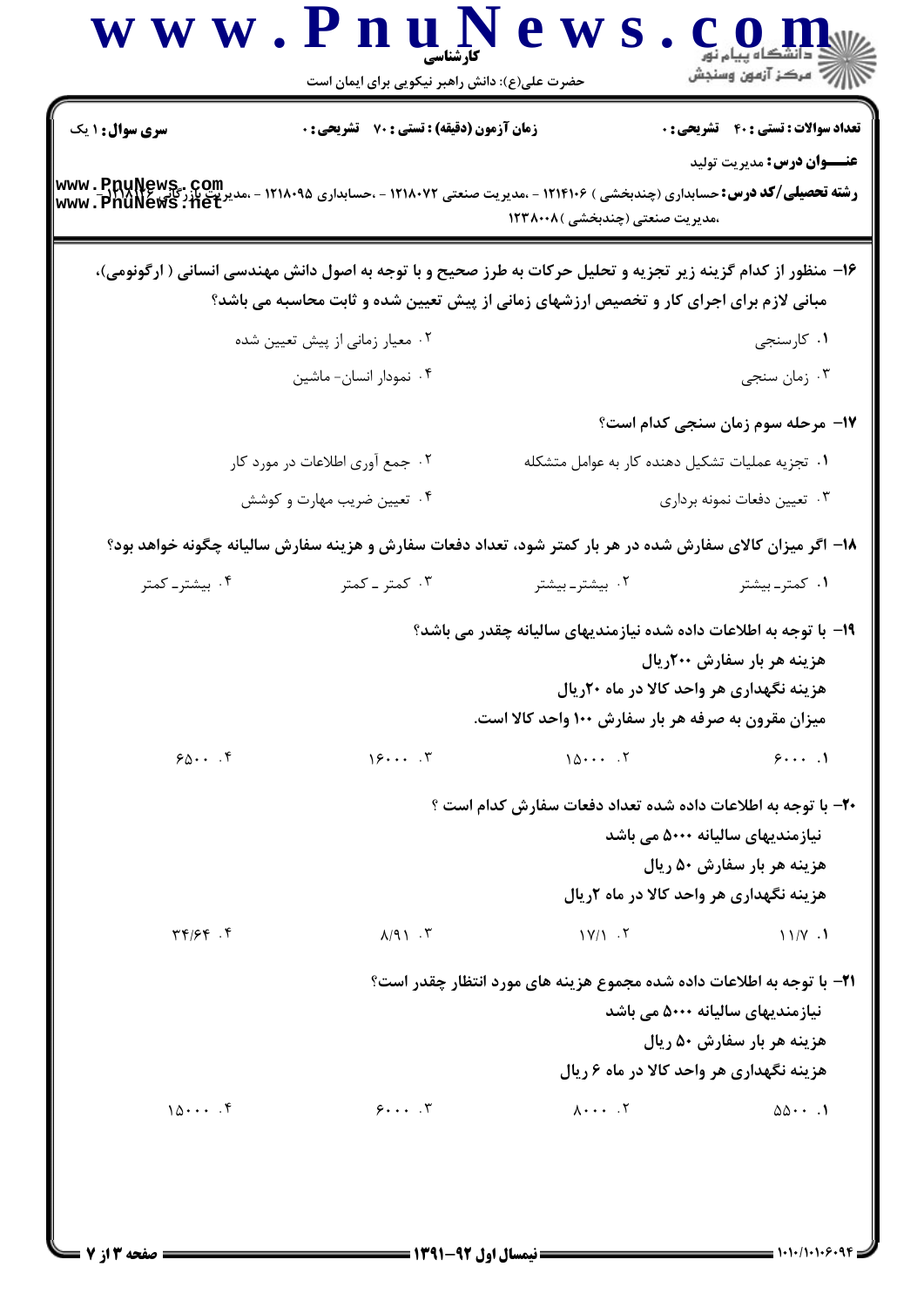**سری سوال:** ۱ یک | **زمان آزمون (دقیقه) : تستی :** ۷۰ **تشریحی :** ۰ | **تعداد سوالات : تستی :** ۴۰ **تشریحی :** ۰

**عنـــوان درس:** مدیریت تولید

**رشته تحصیلی/کد درس:** حسابداری (چندبخشی ) ۱۲۱۴۱۰۶ - ،مدیریت صنعتی ۱۲۱۸۰۷۲ - ،حسابداری ۱۲۱۸۰۹۵ - ،مدیریت بازرگانی ۱۲۱۸۱۲۶ ،مدیریت صنعتی (چندبخشی )۱۲۳۸۰۰۸

۱۶- منظور از کدام گزینه زیر تجزیه و تحلیل حرکات به طرز صحیح و با توجه به اصول دانش مهندسی انسانی ( ارگونومی)، مبانی لازم برای اجرای کار و تخصیص ارزشهای زمانی از پیش تعیین شده و ثابت محاسبه می باشد؟

۱. کارسنجی
۲. معیار زمانی از پیش تعیین شده
۳. زمان سنجی
۴. نمودار انسان- ماشین

۱۷- مرحله سوم زمان سنجی کدام است؟

۱. تجزیه عملیات تشکیل دهنده کار به عوامل متشکله
۲. جمع آوری اطلاعات در مورد کار
۳. تعیین دفعات نمونه برداری
۴. تعیین ضریب مهارت و کوشش

۱۸- اگر میزان کالای سفارش شده در هر بار کمتر شود، تعداد دفعات سفارش و هزینه سفارش سالیانه چگونه خواهد بود؟

۱. کمتر- بیشتر
۲. بیشتر- بیشتر
۳. کمتر - کمتر
۴. بیشتر- کمتر

۱۹- با توجه به اطلاعات داده شده نیازمندیهای سالیانه چقدر می باشد؟

هزینه هر بار سفارش ۲۰۰ریال
هزینه نگهداری هر واحد کالا در ماه ۲۰ریال
میزان مقرون به صرفه هر بار سفارش ۱۰۰ واحد کالا است.

۱. ۶۰۰۰
۲. ۱۵۰۰۰
۳. ۱۶۰۰۰
۴. ۶۵۰۰

۲۰- با توجه به اطلاعات داده شده تعداد دفعات سفارش کدام است ؟

نیازمندیهای سالیانه ۵۰۰۰ می باشد
هزینه هر بار سفارش ۵۰ ریال
هزینه نگهداری هر واحد کالا در ماه ۲ریال

۱. ۱۱/۷
۲. ۱۷/۱
۳. ۸/۹۱
۴. ۳۴/۶۴

۲۱- با توجه به اطلاعات داده شده مجموع هزینه های مورد انتظار چقدر است؟

نیازمندیهای سالیانه ۵۰۰۰ می باشد
هزینه هر بار سفارش ۵۰ ریال
هزینه نگهداری هر واحد کالا در ماه ۶ ریال

۱. ۵۵۰۰
۲. ۸۰۰۰
۳. ۶۰۰۰
۴. ۱۵۰۰۰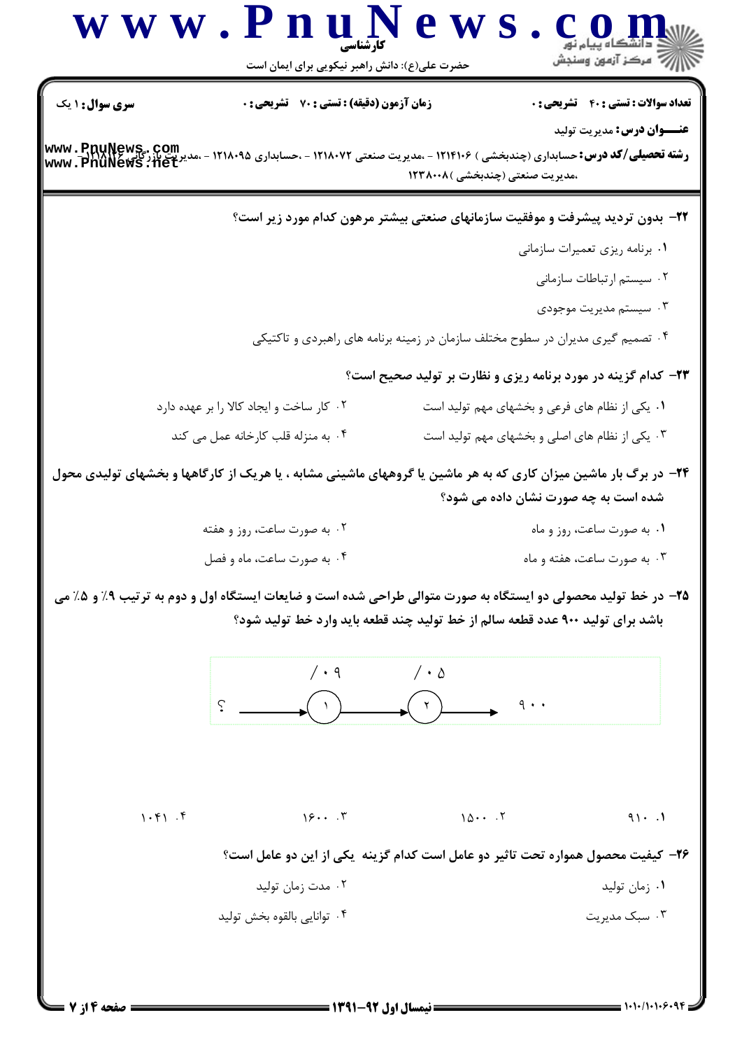**عنـــوان درس:** مدیریت تولید

**رشته تحصیلی/کد درس:** حسابداری (چندبخشی ) ۱۲۱۴۱۰۶ - ،مدیریت صنعتی ۱۲۱۸۰۷۲ - ،حسابداری ۱۲۱۸۰۹۵ - ،مدیریت بازرگانی ۱۲۱۸۱۲۶ ،مدیریت صنعتی (چندبخشی )۱۲۳۸۰۰۸

**سری سوال:** ۱ یک | **زمان آزمون (دقیقه) : تستی :** ۷۰ **تشریحی :** ۰ | **تعداد سوالات : تستی :** ۴۰ **تشریحی :** ۰

**۲۲- بدون تردید پیشرفت و موفقیت سازمانهای صنعتی بیشتر مرهون کدام مورد زیر است؟**

۱. برنامه ریزی تعمیرات سازمانی

۲. سیستم ارتباطات سازمانی

۳. سیستم مدیریت موجودی

۴. تصمیم گیری مدیران در سطوح مختلف سازمان در زمینه برنامه های راهبردی و تاکتیکی

**۲۳- کدام گزینه در مورد برنامه ریزی و نظارت بر تولید صحیح است؟**

۱. یکی از نظام های فرعی و بخشهای مهم تولید است

۲. کار ساخت و ایجاد کالا را بر عهده دارد

۳. یکی از نظام های اصلی و بخشهای مهم تولید است

۴. به منزله قلب کارخانه عمل می کند

**۲۴- در برگ بار ماشین میزان کاری که به هر ماشین یا گروههای ماشینی مشابه ، یا هریک از کارگاهها و بخشهای تولیدی محول شده است به چه صورت نشان داده می شود؟**

۱. به صورت ساعت، روز و ماه

۲. به صورت ساعت، روز و هفته

۳. به صورت ساعت، هفته و ماه

۴. به صورت ساعت، ماه و فصل

**۲۵- در خط تولید محصولی دو ایستگاه به صورت متوالی طراحی شده است و ضایعات ایستگاه اول و دوم به ترتیب ۹٪ و ۵٪ می باشد برای تولید ۹۰۰ عدد قطعه سالم از خط تولید چند قطعه باید وارد خط تولید شود؟**

؟ → (۱) [۰/۰۹] → (۲) [۰/۰۵] → ۹۰۰

۱. ۹۱۰

۲. ۱۵۰۰

۳. ۱۶۰۰

۴. ۱۰۴۱

**۲۶- کیفیت محصول همواره تحت تاثیر دو عامل است کدام گزینه یکی از این دو عامل است؟**

۱. زمان تولید

۲. مدت زمان تولید

۳. سبک مدیریت

۴. توانایی بالقوه بخش تولید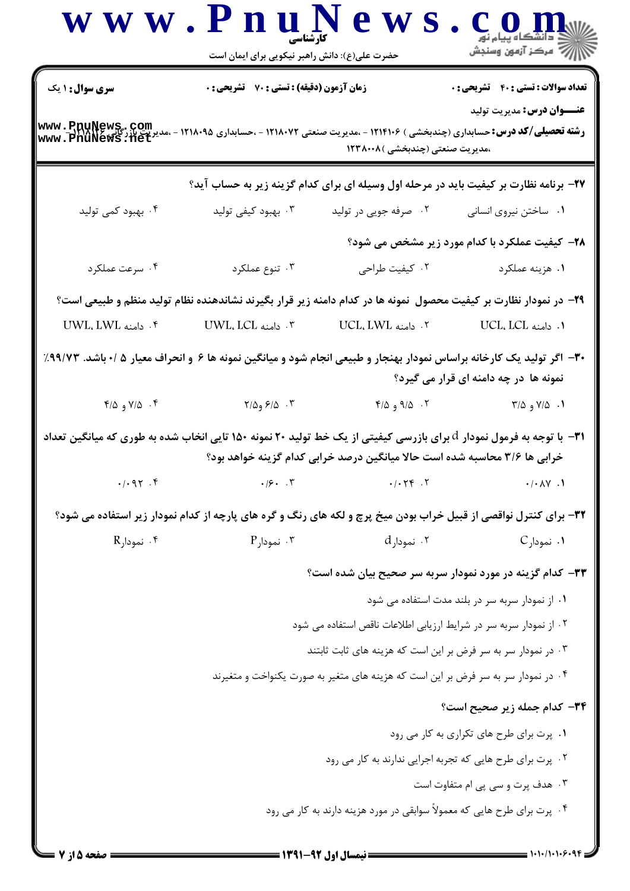**سری سوال:** ۱ یک | **زمان آزمون (دقیقه) : تستی :** ۷۰ **تشریحی :** ۰ | **تعداد سوالات : تستی :** ۴۰ **تشریحی :** ۰

**عنـــوان درس:** مدیریت تولید

**رشته تحصیلی/کد درس:** حسابداری (چندبخشی ) ۱۲۱۴۱۰۶ - ،مدیریت صنعتی ۱۲۱۸۰۷۲ - ،حسابداری ۱۲۱۸۰۹۵ - ،مدیریت بازرگانی ۱۲۱۸۱۲۶ ،مدیریت صنعتی (چندبخشی )۱۲۳۸۰۰۸

۲۷- برنامه نظارت بر کیفیت باید در مرحله اول وسیله ای برای کدام گزینه زیر به حساب آید؟

۱. ساختن نیروی انسانی
۲. صرفه جویی در تولید
۳. بهبود کیفی تولید
۴. بهبود کمی تولید

۲۸- کیفیت عملکرد با کدام مورد زیر مشخص می شود؟

۱. هزینه عملکرد
۲. کیفیت طراحی
۳. تنوع عملکرد
۴. سرعت عملکرد

۲۹- در نمودار نظارت بر کیفیت محصول نمونه ها در کدام دامنه زیر قرار بگیرند نشاندهنده نظام تولید منظم و طبیعی است؟

۱. دامنه UCL، LCL
۲. دامنه UCL، LWL
۳. دامنه UWL، LCL
۴. دامنه UWL، LWL

۳۰- اگر تولید یک کارخانه براساس نمودار بهنجار و طبیعی انجام شود و میانگین نمونه ها ۶ و انحراف معیار ۰/۵ باشد. ۹۹/۷۳٪ نمونه ها در چه دامنه ای قرار می گیرد؟

۱. ۷/۵ و ۳/۵
۲. ۹/۵ و ۴/۵
۳. ۶/۵ و ۲/۵
۴. ۷/۵ و ۴/۵

۳۱- با توجه به فرمول نمودار d برای بازرسی کیفیتی از یک خط تولید ۲۰ نمونه ۱۵۰ تایی انخاب شده به طوری که میانگین تعداد خرابی ها ۳/۶ محاسبه شده است حالا میانگین درصد خرابی کدام گزینه خواهد بود؟

۱. ۰/۰۸۷
۲. ۰/۰۲۴
۳. ۰/۶۰
۴. ۰/۰۹۲

۳۲- برای کنترل نواقصی از قبیل خراب بودن میخ پرچ و لکه های رنگ و گره های پارچه از کدام نمودار زیر استفاده می شود؟

۱. نمودار C
۲. نمودار d
۳. نمودار P
۴. نمودار R

۳۳- کدام گزینه در مورد نمودار سربه سر صحیح بیان شده است؟

۱. از نمودار سربه سر در بلند مدت استفاده می شود
۲. از نمودار سربه سر در شرایط ارزیابی اطلاعات ناقص استفاده می شود
۳. در نمودار سر به سر فرض بر این است که هزینه های ثابت ثابتند
۴. در نمودار سر به سر فرض بر این است که هزینه های متغیر به صورت یکنواخت و متغیرند

۳۴- کدام جمله زیر صحیح است؟

۱. پرت برای طرح های تکراری به کار می رود
۲. پرت برای طرح هایی که تجربه اجرایی ندارند به کار می رود
۳. هدف پرت و سی پی ام متفاوت است
۴. پرت برای طرح هایی که معمولاً سوابقی در مورد هزینه دارند به کار می رود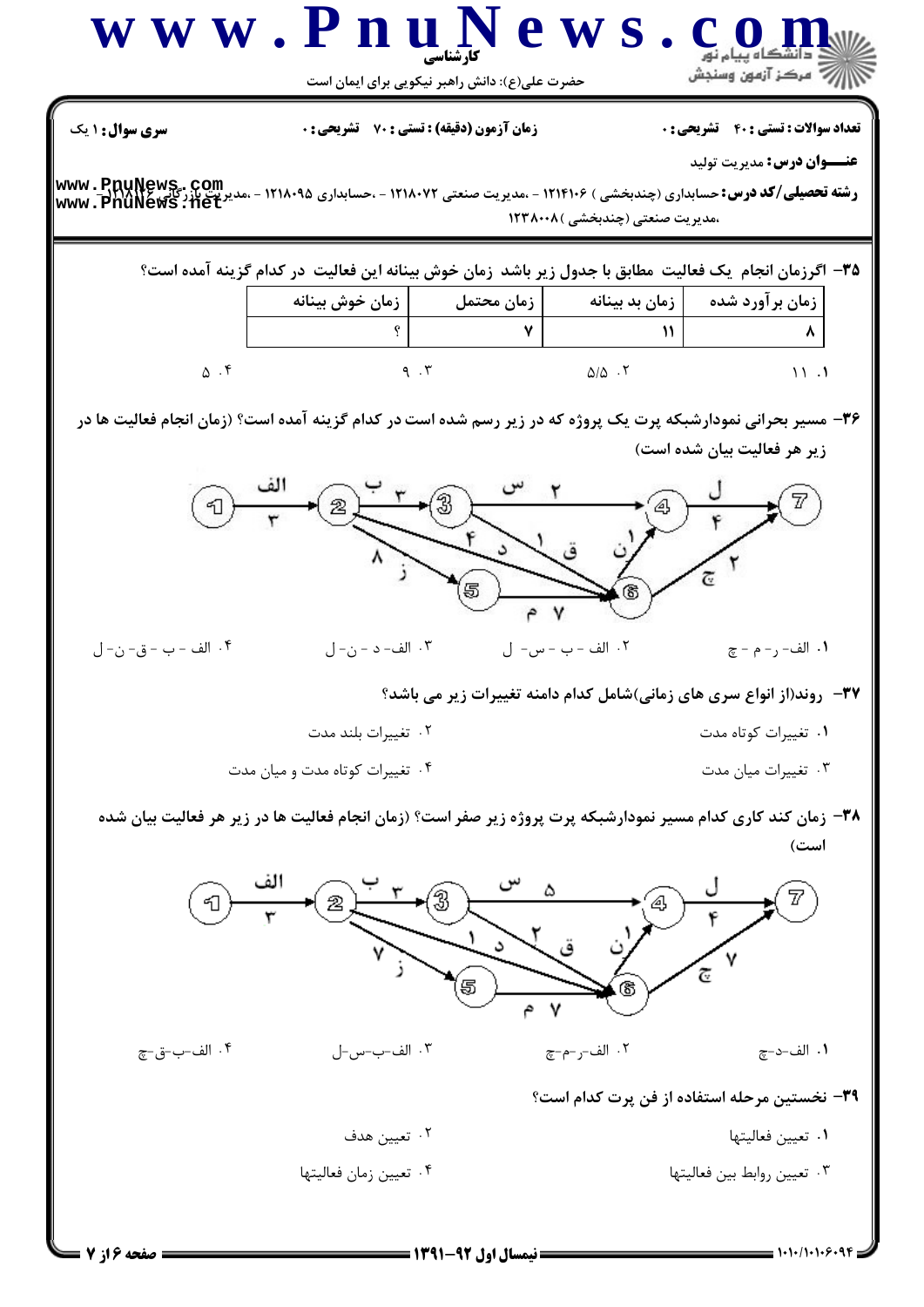**سری سوال:** ۱ یک | **زمان آزمون (دقیقه) : تستی :** ۷۰ **تشریحی :** ۰ | **تعداد سوالات : تستی :** ۴۰ **تشریحی :** ۰

**عنـــوان درس:** مدیریت تولید

**رشته تحصیلی/کد درس:** حسابداری (چندبخشی ) ۱۲۱۴۱۰۶ - ،مدیریت صنعتی ۱۲۱۸۰۷۲ - ،حسابداری ۱۲۱۸۰۹۵ - ،مدیریت بازرگانی ۱۲۱۸۱۲۶ ،مدیریت صنعتی (چندبخشی )۱۲۳۸۰۰۸

**۳۵- اگرزمان انجام یک فعالیت مطابق با جدول زیر باشد زمان خوش بینانه این فعالیت در کدام گزینه آمده است؟**

| زمان برآورد شده | زمان بد بینانه | زمان محتمل | زمان خوش بینانه |
|---|---|---|---|
| ۸ | ۱۱ | ۷ | ؟ |

۱. ۱۱ &nbsp;&nbsp; ۲. ۵/۵ &nbsp;&nbsp; ۳. ۹ &nbsp;&nbsp; ۴. ۵

**۳۶- مسیر بحرانی نمودارشبکه پرت یک پروژه که در زیر رسم شده است در کدام گزینه آمده است؟ (زمان انجام فعالیت ها در زیر هر فعالیت بیان شده است)**

(نمودار شبکه: ۱→۲ الف ۳؛ ۲→۳ ب ۳؛ ۳→۴ س ۲؛ ۲→۶ د ۴؛ ۳→۶ ق ۱؛ ۲→۵ ز ۸؛ ۵→۶ م ۷؛ ۶→۴ ن ۱؛ ۴→۷ ل ۴؛ ۶→۷ چ ۲)

۱. الف- ز- م - چ &nbsp;&nbsp; ۲. الف - ب - س- ل &nbsp;&nbsp; ۳. الف- د - ن- ل &nbsp;&nbsp; ۴. الف - ب - ق- ن- ل

**۳۷- روند(از انواع سری های زمانی)شامل کدام دامنه تغییرات زیر می باشد؟**

۱. تغییرات کوتاه مدت &nbsp;&nbsp; ۲. تغییرات بلند مدت &nbsp;&nbsp; ۳. تغییرات میان مدت &nbsp;&nbsp; ۴. تغییرات کوتاه مدت و میان مدت

**۳۸- زمان کند کاری کدام مسیر نمودارشبکه پرت پروژه زیر صفر است؟ (زمان انجام فعالیت ها در زیر هر فعالیت بیان شده است)**

(نمودار شبکه: ۱→۲ الف ۳؛ ۲→۳ ب ۳؛ ۳→۴ س ۵؛ ۲→۶ د ۱؛ ۳→۶ ق ۲؛ ۲→۵ ز ۷؛ ۵→۶ م ۷؛ ۶→۴ ن ۱؛ ۴→۷ ل ۴؛ ۶→۷ چ ۷)

۱. الف-د-چ &nbsp;&nbsp; ۲. الف-ز-م-چ &nbsp;&nbsp; ۳. الف-ب-س-ل &nbsp;&nbsp; ۴. الف-ب-ق-چ

**۳۹- نخستین مرحله استفاده از فن پرت کدام است؟**

۱. تعیین فعالیتها &nbsp;&nbsp; ۲. تعیین هدف &nbsp;&nbsp; ۳. تعیین روابط بین فعالیتها &nbsp;&nbsp; ۴. تعیین زمان فعالیتها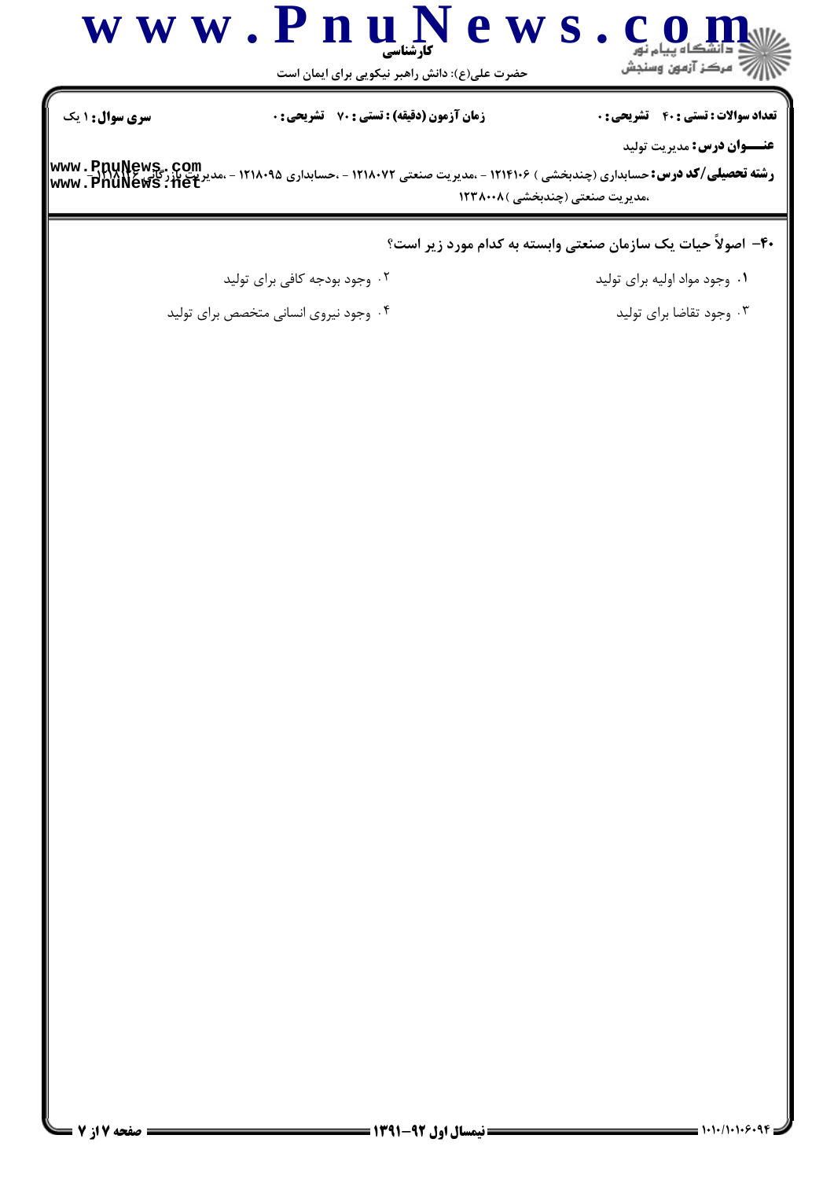**تعداد سوالات : تستی : ۴۰ تشریحی : ۰** | **زمان آزمون (دقیقه) : تستی : ۷۰ تشریحی : ۰** | **سری سوال : ۱ یک**

**عنـــوان درس:** مدیریت تولید

**رشته تحصیلی/کد درس:** حسابداری (چندبخشی ) ۱۲۱۴۱۰۶ - ،مدیریت صنعتی ۱۲۱۸۰۷۲ - ،حسابداری ۱۲۱۸۰۹۵ - ،مدیریت بازرگانی ۱۲۱۸۱۲۶ - ،مدیریت صنعتی (چندبخشی )۱۲۳۸۰۰۸

**۴۰- اصولاً حیات یک سازمان صنعتی وابسته به کدام مورد زیر است؟**

۱. وجود مواد اولیه برای تولید

۲. وجود بودجه کافی برای تولید

۳. وجود تقاضا برای تولید

۴. وجود نیروی انسانی متخصص برای تولید